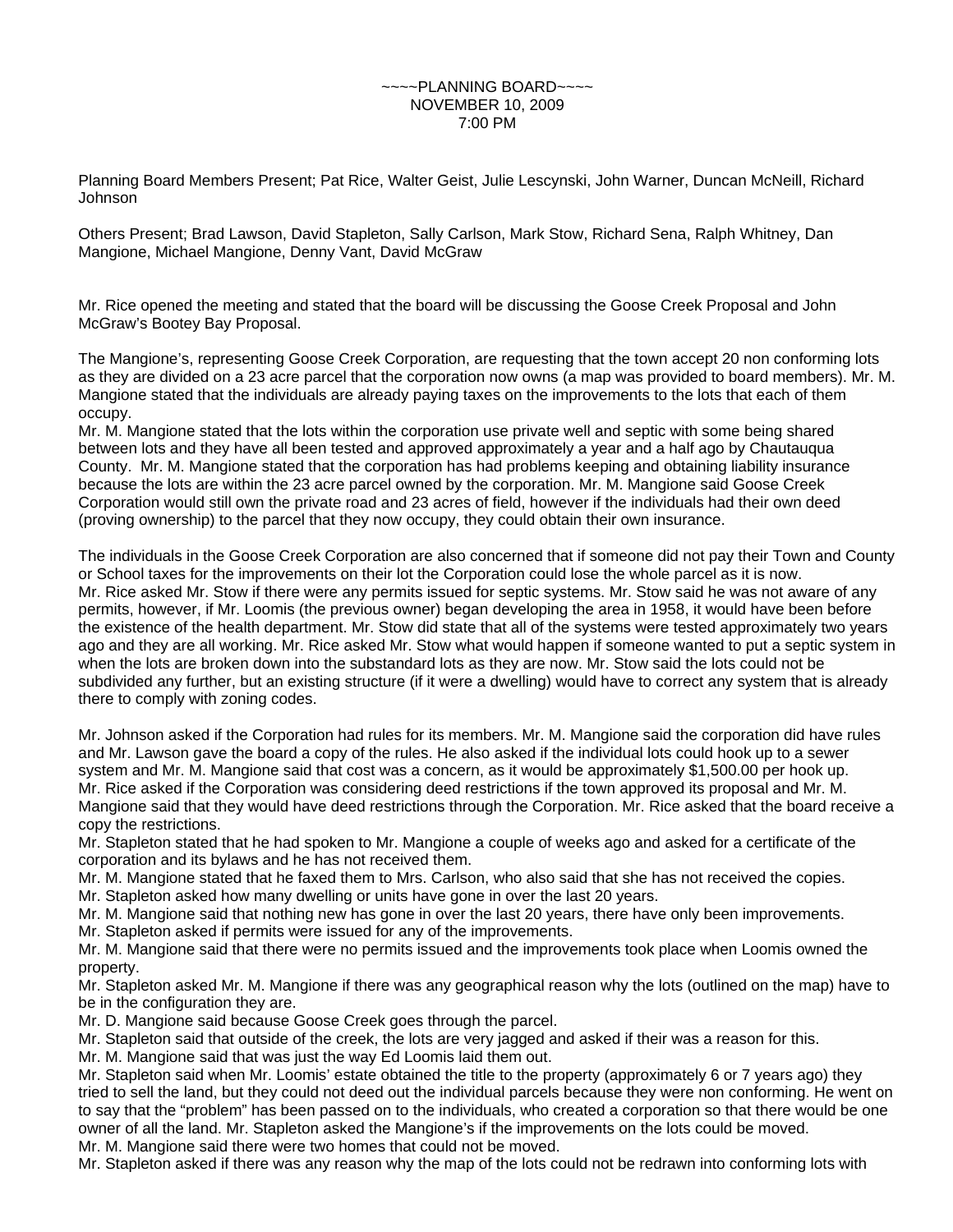~~~~PLANNING BOARD~~~~
NOVEMBER 10, 2009
7:00 PM

Planning Board Members Present; Pat Rice, Walter Geist, Julie Lescynski, John Warner, Duncan McNeill, Richard Johnson

Others Present; Brad Lawson, David Stapleton, Sally Carlson, Mark Stow, Richard Sena, Ralph Whitney, Dan Mangione, Michael Mangione, Denny Vant, David McGraw

Mr. Rice opened the meeting and stated that the board will be discussing the Goose Creek Proposal and John McGraw's Bootey Bay Proposal.

The Mangione's, representing Goose Creek Corporation, are requesting that the town accept 20 non conforming lots as they are divided on a 23 acre parcel that the corporation now owns (a map was provided to board members). Mr. M. Mangione stated that the individuals are already paying taxes on the improvements to the lots that each of them occupy.

Mr. M. Mangione stated that the lots within the corporation use private well and septic with some being shared between lots and they have all been tested and approved approximately a year and a half ago by Chautauqua County. Mr. M. Mangione stated that the corporation has had problems keeping and obtaining liability insurance because the lots are within the 23 acre parcel owned by the corporation. Mr. M. Mangione said Goose Creek Corporation would still own the private road and 23 acres of field, however if the individuals had their own deed (proving ownership) to the parcel that they now occupy, they could obtain their own insurance.

The individuals in the Goose Creek Corporation are also concerned that if someone did not pay their Town and County or School taxes for the improvements on their lot the Corporation could lose the whole parcel as it is now.

Mr. Rice asked Mr. Stow if there were any permits issued for septic systems. Mr. Stow said he was not aware of any permits, however, if Mr. Loomis (the previous owner) began developing the area in 1958, it would have been before the existence of the health department. Mr. Stow did state that all of the systems were tested approximately two years ago and they are all working. Mr. Rice asked Mr. Stow what would happen if someone wanted to put a septic system in when the lots are broken down into the substandard lots as they are now. Mr. Stow said the lots could not be subdivided any further, but an existing structure (if it were a dwelling) would have to correct any system that is already there to comply with zoning codes.

Mr. Johnson asked if the Corporation had rules for its members. Mr. M. Mangione said the corporation did have rules and Mr. Lawson gave the board a copy of the rules. He also asked if the individual lots could hook up to a sewer system and Mr. M. Mangione said that cost was a concern, as it would be approximately $1,500.00 per hook up.

Mr. Rice asked if the Corporation was considering deed restrictions if the town approved its proposal and Mr. M. Mangione said that they would have deed restrictions through the Corporation. Mr. Rice asked that the board receive a copy the restrictions.

Mr. Stapleton stated that he had spoken to Mr. Mangione a couple of weeks ago and asked for a certificate of the corporation and its bylaws and he has not received them.

Mr. M. Mangione stated that he faxed them to Mrs. Carlson, who also said that she has not received the copies.

Mr. Stapleton asked how many dwelling or units have gone in over the last 20 years.

Mr. M. Mangione said that nothing new has gone in over the last 20 years, there have only been improvements.

Mr. Stapleton asked if permits were issued for any of the improvements.

Mr. M. Mangione said that there were no permits issued and the improvements took place when Loomis owned the property.

Mr. Stapleton asked Mr. M. Mangione if there was any geographical reason why the lots (outlined on the map) have to be in the configuration they are.

Mr. D. Mangione said because Goose Creek goes through the parcel.

Mr. Stapleton said that outside of the creek, the lots are very jagged and asked if their was a reason for this.

Mr. M. Mangione said that was just the way Ed Loomis laid them out.

Mr. Stapleton said when Mr. Loomis' estate obtained the title to the property (approximately 6 or 7 years ago) they tried to sell the land, but they could not deed out the individual parcels because they were non conforming. He went on to say that the "problem" has been passed on to the individuals, who created a corporation so that there would be one owner of all the land. Mr. Stapleton asked the Mangione's if the improvements on the lots could be moved.

Mr. M. Mangione said there were two homes that could not be moved.

Mr. Stapleton asked if there was any reason why the map of the lots could not be redrawn into conforming lots with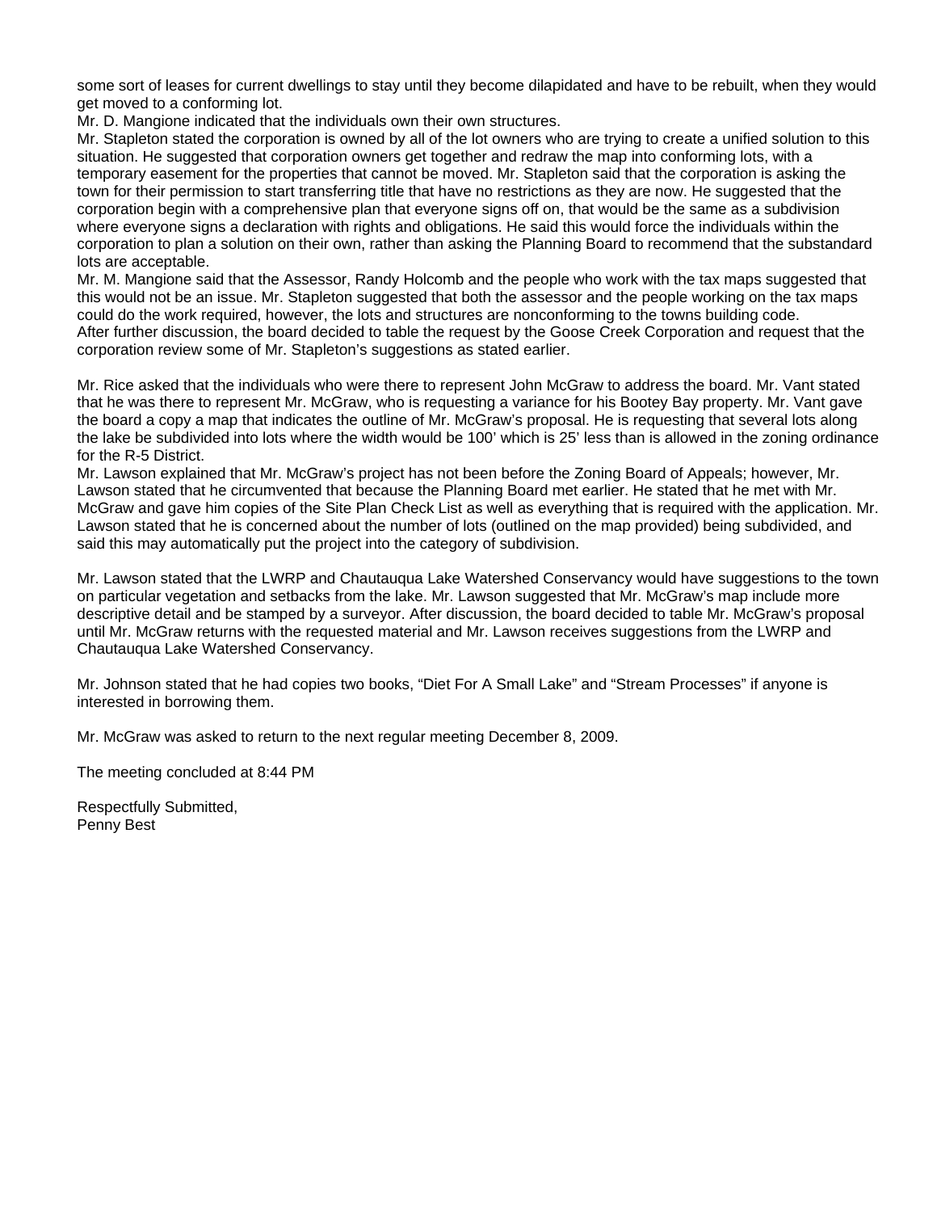some sort of leases for current dwellings to stay until they become dilapidated and have to be rebuilt, when they would get moved to a conforming lot.

Mr. D. Mangione indicated that the individuals own their own structures.

Mr. Stapleton stated the corporation is owned by all of the lot owners who are trying to create a unified solution to this situation. He suggested that corporation owners get together and redraw the map into conforming lots, with a temporary easement for the properties that cannot be moved. Mr. Stapleton said that the corporation is asking the town for their permission to start transferring title that have no restrictions as they are now. He suggested that the corporation begin with a comprehensive plan that everyone signs off on, that would be the same as a subdivision where everyone signs a declaration with rights and obligations. He said this would force the individuals within the corporation to plan a solution on their own, rather than asking the Planning Board to recommend that the substandard lots are acceptable.

Mr. M. Mangione said that the Assessor, Randy Holcomb and the people who work with the tax maps suggested that this would not be an issue. Mr. Stapleton suggested that both the assessor and the people working on the tax maps could do the work required, however, the lots and structures are nonconforming to the towns building code.

After further discussion, the board decided to table the request by the Goose Creek Corporation and request that the corporation review some of Mr. Stapleton's suggestions as stated earlier.

Mr. Rice asked that the individuals who were there to represent John McGraw to address the board. Mr. Vant stated that he was there to represent Mr. McGraw, who is requesting a variance for his Bootey Bay property. Mr. Vant gave the board a copy a map that indicates the outline of Mr. McGraw's proposal. He is requesting that several lots along the lake be subdivided into lots where the width would be 100' which is 25' less than is allowed in the zoning ordinance for the R-5 District.

Mr. Lawson explained that Mr. McGraw's project has not been before the Zoning Board of Appeals; however, Mr. Lawson stated that he circumvented that because the Planning Board met earlier. He stated that he met with Mr. McGraw and gave him copies of the Site Plan Check List as well as everything that is required with the application. Mr. Lawson stated that he is concerned about the number of lots (outlined on the map provided) being subdivided, and said this may automatically put the project into the category of subdivision.

Mr. Lawson stated that the LWRP and Chautauqua Lake Watershed Conservancy would have suggestions to the town on particular vegetation and setbacks from the lake. Mr. Lawson suggested that Mr. McGraw's map include more descriptive detail and be stamped by a surveyor. After discussion, the board decided to table Mr. McGraw's proposal until Mr. McGraw returns with the requested material and Mr. Lawson receives suggestions from the LWRP and Chautauqua Lake Watershed Conservancy.

Mr. Johnson stated that he had copies two books, "Diet For A Small Lake" and "Stream Processes" if anyone is interested in borrowing them.

Mr. McGraw was asked to return to the next regular meeting December 8, 2009.

The meeting concluded at 8:44 PM

Respectfully Submitted,
Penny Best